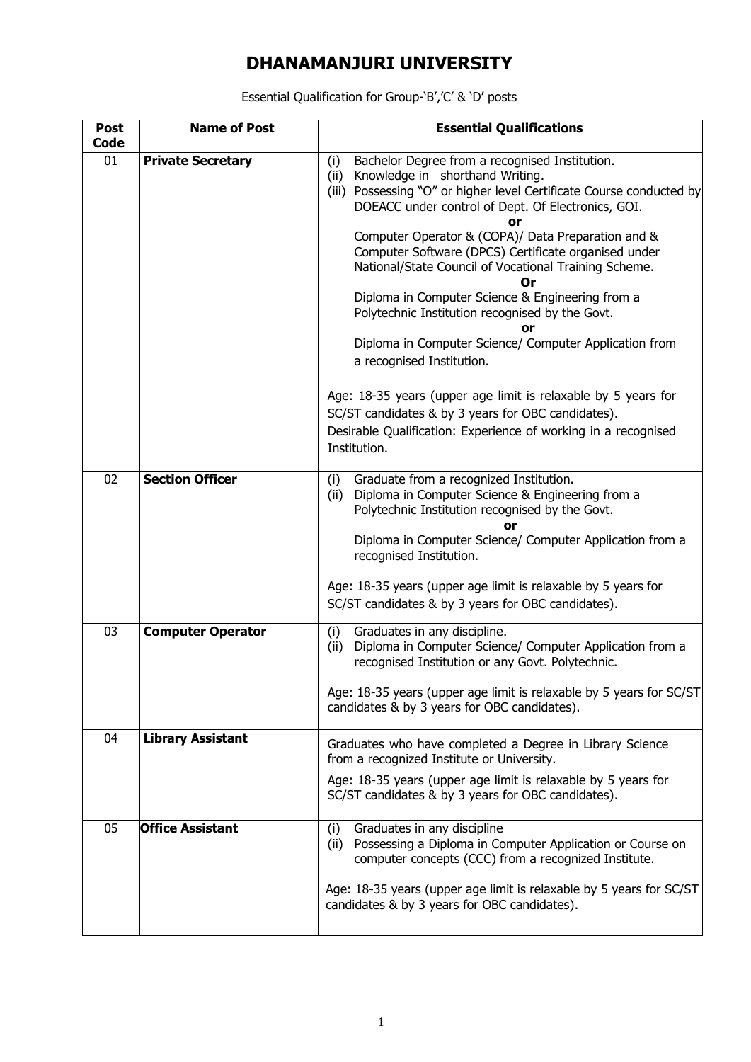# DHANAMANJURI UNIVERSITY

Essential Qualification for Group-'B','C' & 'D' posts

| Post Code | Name of Post | Essential Qualifications |
|---|---|---|
| 01 | **Private Secretary** | (i) Bachelor Degree from a recognised Institution.<br>(ii) Knowledge in shorthand Writing.<br>(iii) Possessing "O" or higher level Certificate Course conducted by DOEACC under control of Dept. Of Electronics, GOI.<br>**or**<br>Computer Operator & (COPA)/ Data Preparation and & Computer Software (DPCS) Certificate organised under National/State Council of Vocational Training Scheme.<br>**Or**<br>Diploma in Computer Science & Engineering from a Polytechnic Institution recognised by the Govt.<br>**or**<br>Diploma in Computer Science/ Computer Application from a recognised Institution.<br><br>Age: 18-35 years (upper age limit is relaxable by 5 years for SC/ST candidates & by 3 years for OBC candidates).<br>Desirable Qualification: Experience of working in a recognised Institution. |
| 02 | **Section Officer** | (i) Graduate from a recognized Institution.<br>(ii) Diploma in Computer Science & Engineering from a Polytechnic Institution recognised by the Govt.<br>**or**<br>Diploma in Computer Science/ Computer Application from a recognised Institution.<br><br>Age: 18-35 years (upper age limit is relaxable by 5 years for SC/ST candidates & by 3 years for OBC candidates). |
| 03 | **Computer Operator** | (i) Graduates in any discipline.<br>(ii) Diploma in Computer Science/ Computer Application from a recognised Institution or any Govt. Polytechnic.<br><br>Age: 18-35 years (upper age limit is relaxable by 5 years for SC/ST candidates & by 3 years for OBC candidates). |
| 04 | **Library Assistant** | Graduates who have completed a Degree in Library Science from a recognized Institute or University.<br>Age: 18-35 years (upper age limit is relaxable by 5 years for SC/ST candidates & by 3 years for OBC candidates). |
| 05 | **Office Assistant** | (i) Graduates in any discipline<br>(ii) Possessing a Diploma in Computer Application or Course on computer concepts (CCC) from a recognized Institute.<br><br>Age: 18-35 years (upper age limit is relaxable by 5 years for SC/ST candidates & by 3 years for OBC candidates). |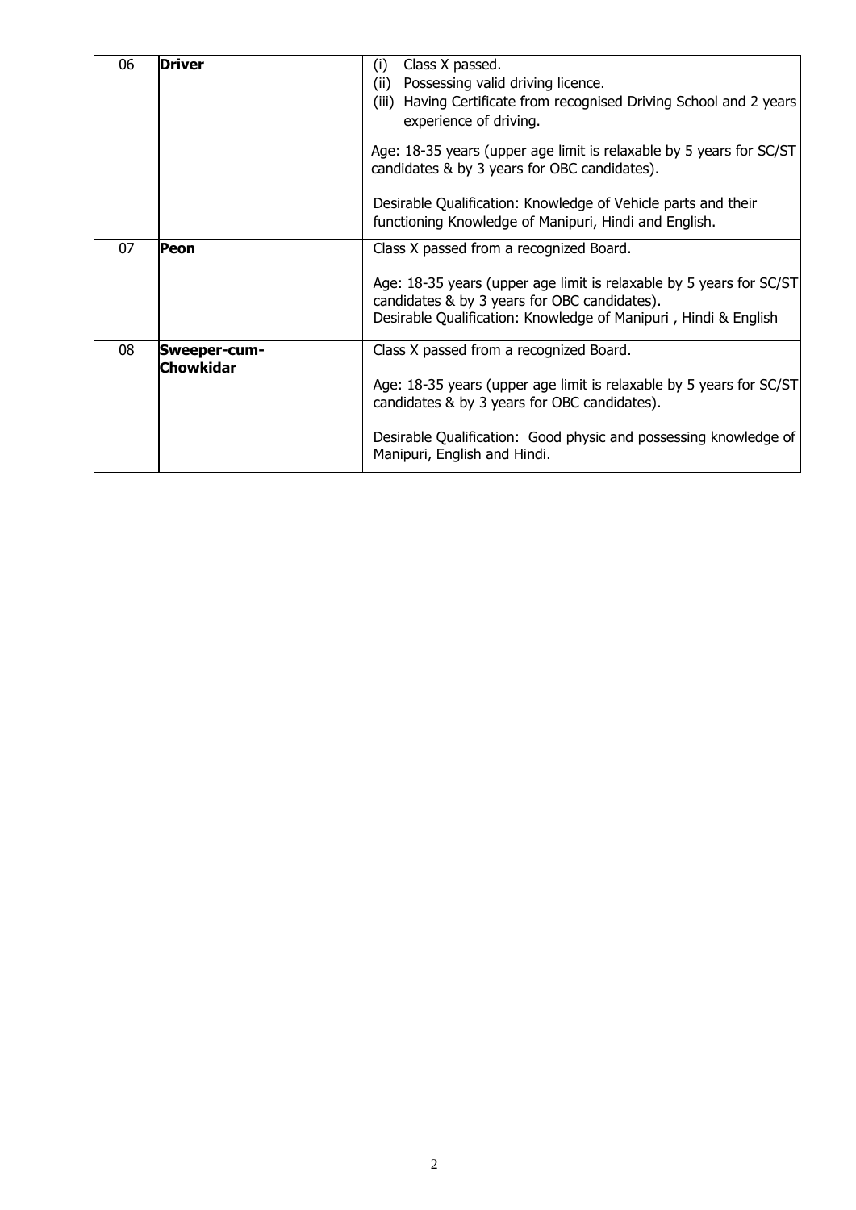| 06 | **Driver** | (i) Class X passed.<br>(ii) Possessing valid driving licence.<br>(iii) Having Certificate from recognised Driving School and 2 years experience of driving.<br><br>Age: 18-35 years (upper age limit is relaxable by 5 years for SC/ST candidates & by 3 years for OBC candidates).<br><br>Desirable Qualification: Knowledge of Vehicle parts and their functioning Knowledge of Manipuri, Hindi and English. |
|---|---|---|
| 07 | **Peon** | Class X passed from a recognized Board.<br><br>Age: 18-35 years (upper age limit is relaxable by 5 years for SC/ST candidates & by 3 years for OBC candidates).<br>Desirable Qualification: Knowledge of Manipuri , Hindi & English |
| 08 | **Sweeper-cum-Chowkidar** | Class X passed from a recognized Board.<br><br>Age: 18-35 years (upper age limit is relaxable by 5 years for SC/ST candidates & by 3 years for OBC candidates).<br><br>Desirable Qualification: Good physic and possessing knowledge of Manipuri, English and Hindi. |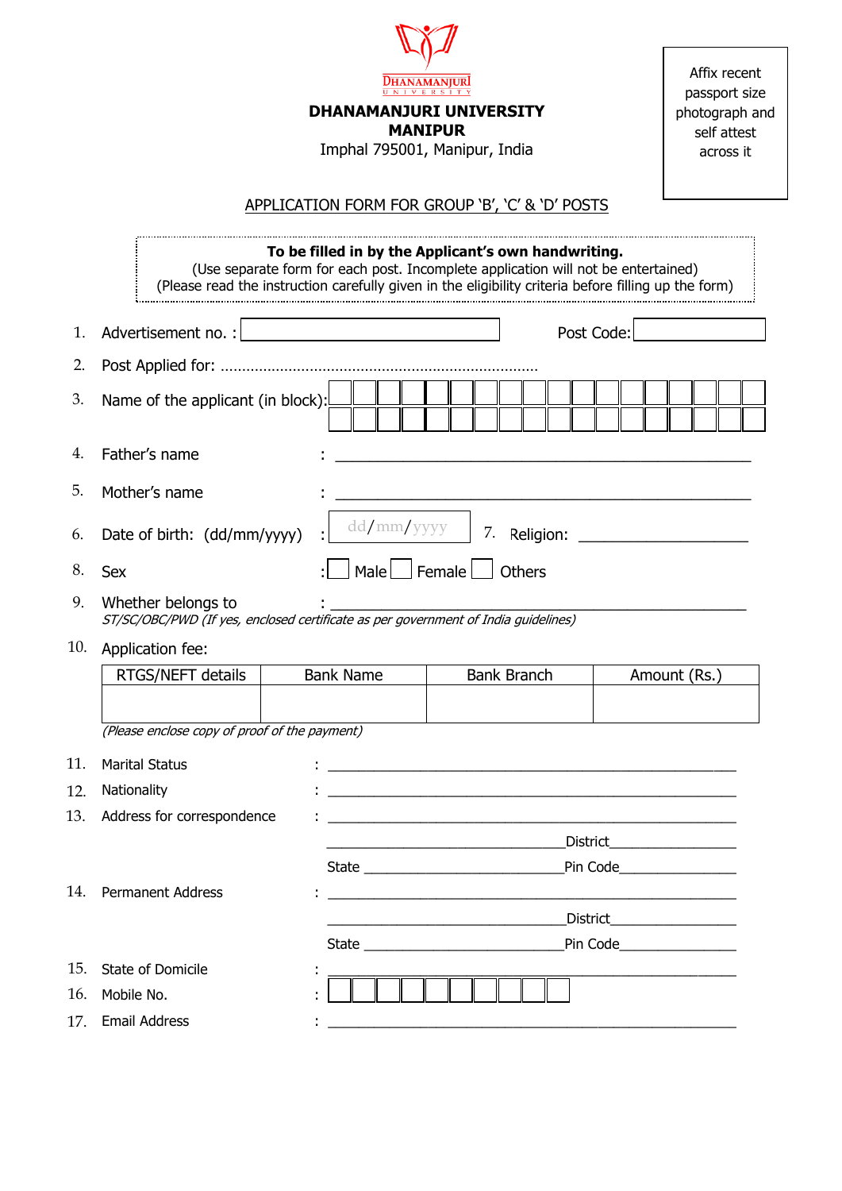DHANAMANJURI UNIVERSITY

# DHANAMANJURI UNIVERSITY
## MANIPUR

Imphal 795001, Manipur, India

Affix recent passport size photograph and self attest across it

APPLICATION FORM FOR GROUP 'B', 'C' & 'D' POSTS

**To be filled in by the Applicant's own handwriting.**
(Use separate form for each post. Incomplete application will not be entertained)
(Please read the instruction carefully given in the eligibility criteria before filling up the form)

1. Advertisement no. : ____________ Post Code: ____________
2. Post Applied for: ..........................................................................
3. Name of the applicant (in block): 
4. Father's name : ______________________________________________
5. Mother's name : ______________________________________________
6. Date of birth: (dd/mm/yyyy) : dd/mm/yyyy 7. Religion: ____________________
8. Sex : ☐ Male ☐ Female ☐ Others
9. Whether belongs to : ______________________________________________
   *ST/SC/OBC/PWD (If yes, enclosed certificate as per government of India guidelines)*
10. Application fee:

| RTGS/NEFT details | Bank Name | Bank Branch | Amount (Rs.) |
|---|---|---|---|
| | | | |

*(Please enclose copy of proof of the payment)*

11. Marital Status : ______________________________________________
12. Nationality : ______________________________________________
13. Address for correspondence : ______________________________________________
    ______________________________District________________
    State __________________________Pin Code______________
14. Permanent Address : ______________________________________________
    ______________________________District________________
    State __________________________Pin Code______________
15. State of Domicile : ______________________________________________
16. Mobile No. : 
17. Email Address : ______________________________________________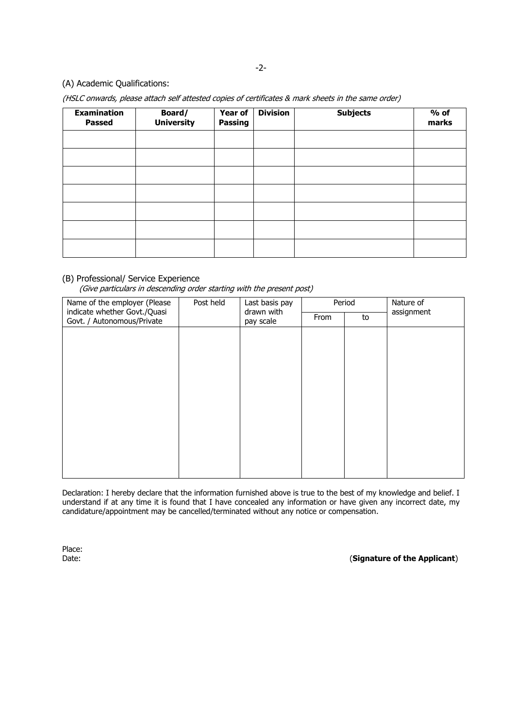(A) Academic Qualifications:

*(HSLC onwards, please attach self attested copies of certificates & mark sheets in the same order)*

| **Examination Passed** | **Board/ University** | **Year of Passing** | **Division** | **Subjects** | **% of marks** |
|---|---|---|---|---|---|
| | | | | | |
| | | | | | |
| | | | | | |
| | | | | | |
| | | | | | |
| | | | | | |
| | | | | | |

(B) Professional/ Service Experience

*(Give particulars in descending order starting with the present post)*

| Name of the employer (Please indicate whether Govt./Quasi Govt. / Autonomous/Private | Post held | Last basis pay drawn with pay scale | Period | | Nature of assignment |
|---|---|---|---|---|---|
| | | | From | to | |
| | | | | | |

Declaration: I hereby declare that the information furnished above is true to the best of my knowledge and belief. I understand if at any time it is found that I have concealed any information or have given any incorrect date, my candidature/appointment may be cancelled/terminated without any notice or compensation.

Place:

Date: (**Signature of the Applicant**)